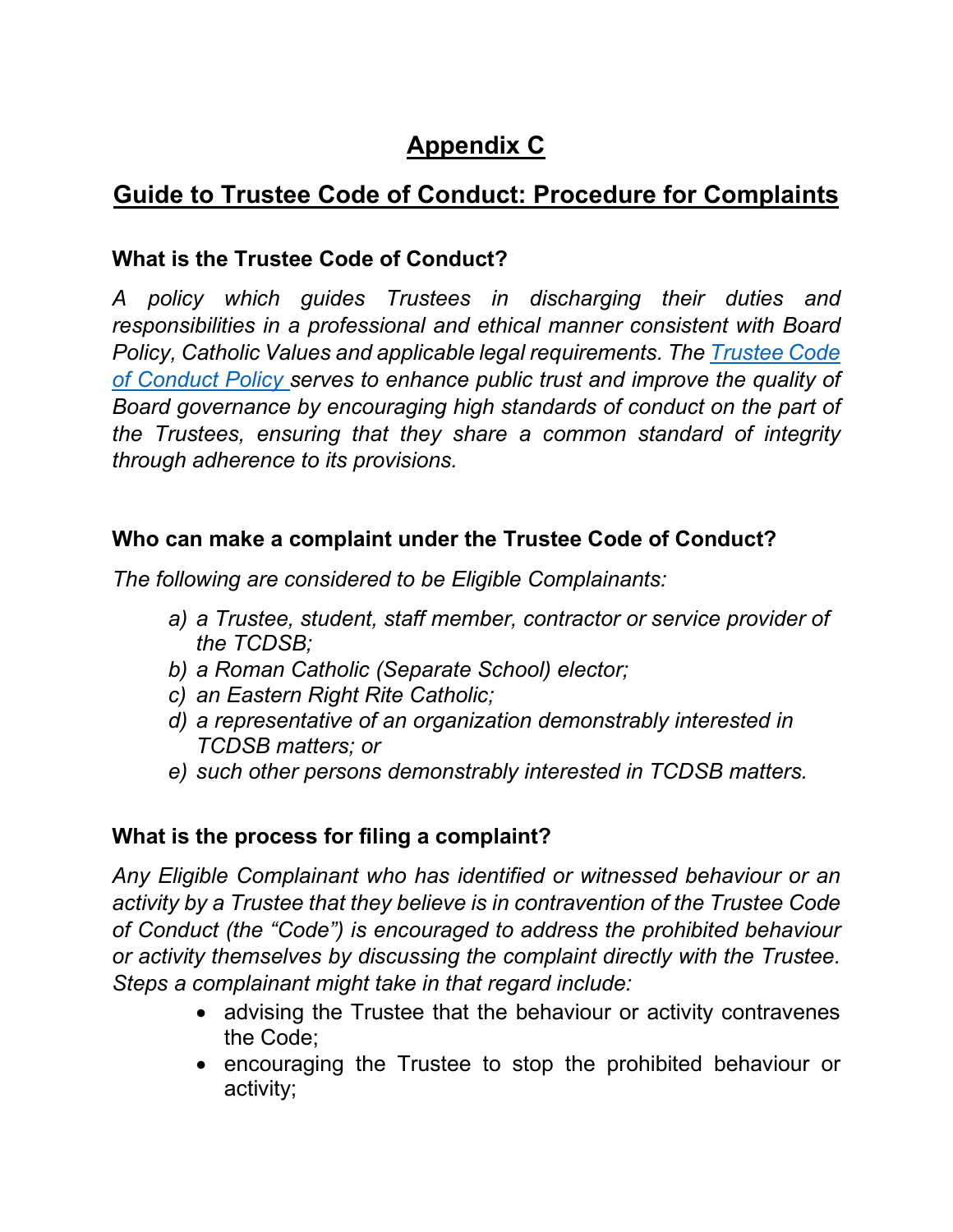# Appendix C

## Guide to Trustee Code of Conduct: Procedure for Complaints

### What is the Trustee Code of Conduct?

*A policy which guides Trustees in discharging their duties and responsibilities in a professional and ethical manner consistent with Board Policy, Catholic Values and applicable legal requirements. The [Trustee Code of Conduct Policy](#) serves to enhance public trust and improve the quality of Board governance by encouraging high standards of conduct on the part of the Trustees, ensuring that they share a common standard of integrity through adherence to its provisions.*

### Who can make a complaint under the Trustee Code of Conduct?

*The following are considered to be Eligible Complainants:*

*a) a Trustee, student, staff member, contractor or service provider of the TCDSB;*
*b) a Roman Catholic (Separate School) elector;*
*c) an Eastern Right Rite Catholic;*
*d) a representative of an organization demonstrably interested in TCDSB matters; or*
*e) such other persons demonstrably interested in TCDSB matters.*

### What is the process for filing a complaint?

*Any Eligible Complainant who has identified or witnessed behaviour or an activity by a Trustee that they believe is in contravention of the Trustee Code of Conduct (the "Code") is encouraged to address the prohibited behaviour or activity themselves by discussing the complaint directly with the Trustee. Steps a complainant might take in that regard include:*

- advising the Trustee that the behaviour or activity contravenes the Code;
- encouraging the Trustee to stop the prohibited behaviour or activity;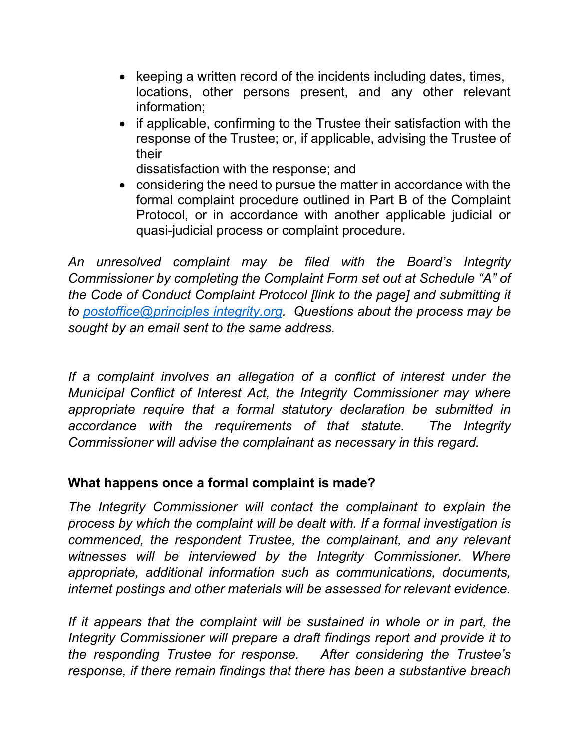- keeping a written record of the incidents including dates, times, locations, other persons present, and any other relevant information;
- if applicable, confirming to the Trustee their satisfaction with the response of the Trustee; or, if applicable, advising the Trustee of their dissatisfaction with the response; and
- considering the need to pursue the matter in accordance with the formal complaint procedure outlined in Part B of the Complaint Protocol, or in accordance with another applicable judicial or quasi-judicial process or complaint procedure.

*An unresolved complaint may be filed with the Board's Integrity Commissioner by completing the Complaint Form set out at Schedule "A" of the Code of Conduct Complaint Protocol [link to the page] and submitting it to [postoffice@principles integrity.org](mailto:postoffice@principlesintegrity.org). Questions about the process may be sought by an email sent to the same address.*

*If a complaint involves an allegation of a conflict of interest under the Municipal Conflict of Interest Act, the Integrity Commissioner may where appropriate require that a formal statutory declaration be submitted in accordance with the requirements of that statute. The Integrity Commissioner will advise the complainant as necessary in this regard.*

**What happens once a formal complaint is made?**

*The Integrity Commissioner will contact the complainant to explain the process by which the complaint will be dealt with. If a formal investigation is commenced, the respondent Trustee, the complainant, and any relevant witnesses will be interviewed by the Integrity Commissioner. Where appropriate, additional information such as communications, documents, internet postings and other materials will be assessed for relevant evidence.*

*If it appears that the complaint will be sustained in whole or in part, the Integrity Commissioner will prepare a draft findings report and provide it to the responding Trustee for response. After considering the Trustee's response, if there remain findings that there has been a substantive breach*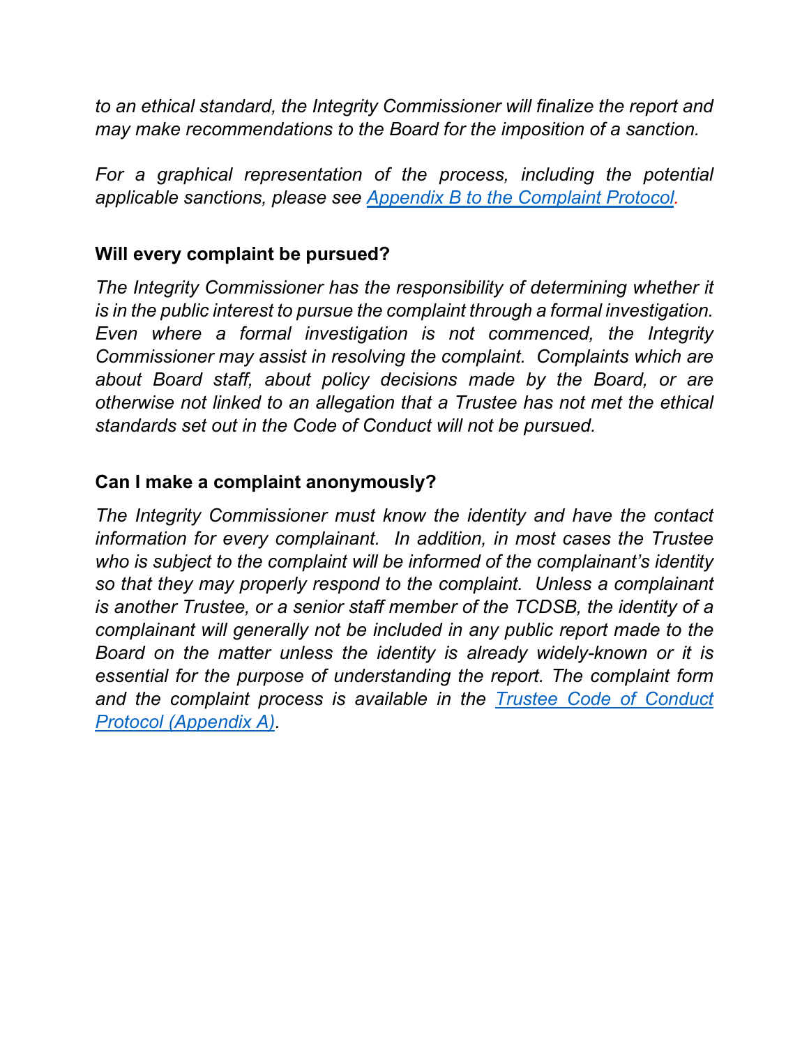*to an ethical standard, the Integrity Commissioner will finalize the report and may make recommendations to the Board for the imposition of a sanction.*

*For a graphical representation of the process, including the potential applicable sanctions, please see [Appendix B to the Complaint Protocol](#).*

**Will every complaint be pursued?**

*The Integrity Commissioner has the responsibility of determining whether it is in the public interest to pursue the complaint through a formal investigation. Even where a formal investigation is not commenced, the Integrity Commissioner may assist in resolving the complaint. Complaints which are about Board staff, about policy decisions made by the Board, or are otherwise not linked to an allegation that a Trustee has not met the ethical standards set out in the Code of Conduct will not be pursued.*

**Can I make a complaint anonymously?**

*The Integrity Commissioner must know the identity and have the contact information for every complainant. In addition, in most cases the Trustee who is subject to the complaint will be informed of the complainant's identity so that they may properly respond to the complaint. Unless a complainant is another Trustee, or a senior staff member of the TCDSB, the identity of a complainant will generally not be included in any public report made to the Board on the matter unless the identity is already widely-known or it is essential for the purpose of understanding the report. The complaint form and the complaint process is available in the [Trustee Code of Conduct Protocol (Appendix A)](#).*